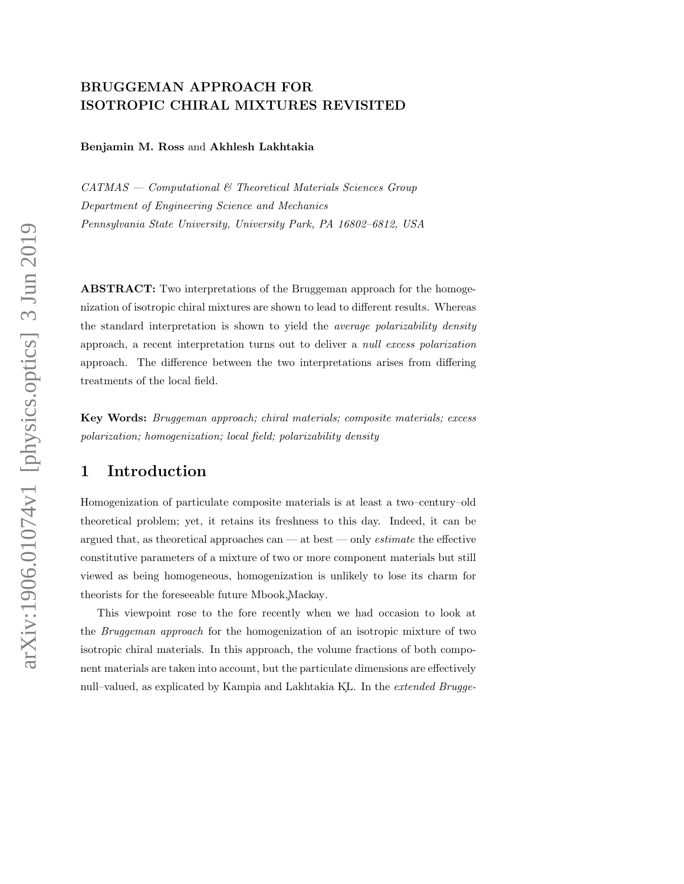# BRUGGEMAN APPROACH FOR ISOTROPIC CHIRAL MIXTURES REVISITED

**Benjamin M. Ross** and **Akhlesh Lakhtakia**

*CATMAS — Computational & Theoretical Materials Sciences Group*
*Department of Engineering Science and Mechanics*
*Pennsylvania State University, University Park, PA 16802–6812, USA*

**ABSTRACT:** Two interpretations of the Bruggeman approach for the homogenization of isotropic chiral mixtures are shown to lead to different results. Whereas the standard interpretation is shown to yield the *average polarizability density* approach, a recent interpretation turns out to deliver a *null excess polarization* approach. The difference between the two interpretations arises from differing treatments of the local field.

**Key Words:** *Bruggeman approach; chiral materials; composite materials; excess polarization; homogenization; local field; polarizability density*

## 1 Introduction

Homogenization of particulate composite materials is at least a two–century–old theoretical problem; yet, it retains its freshness to this day. Indeed, it can be argued that, as theoretical approaches can — at best — only *estimate* the effective constitutive parameters of a mixture of two or more component materials but still viewed as being homogeneous, homogenization is unlikely to lose its charm for theorists for the foreseeable future Mbook,Mackay.

This viewpoint rose to the fore recently when we had occasion to look at the *Bruggeman approach* for the homogenization of an isotropic mixture of two isotropic chiral materials. In this approach, the volume fractions of both component materials are taken into account, but the particulate dimensions are effectively null–valued, as explicated by Kampia and Lakhtakia KL. In the *extended Brugge-*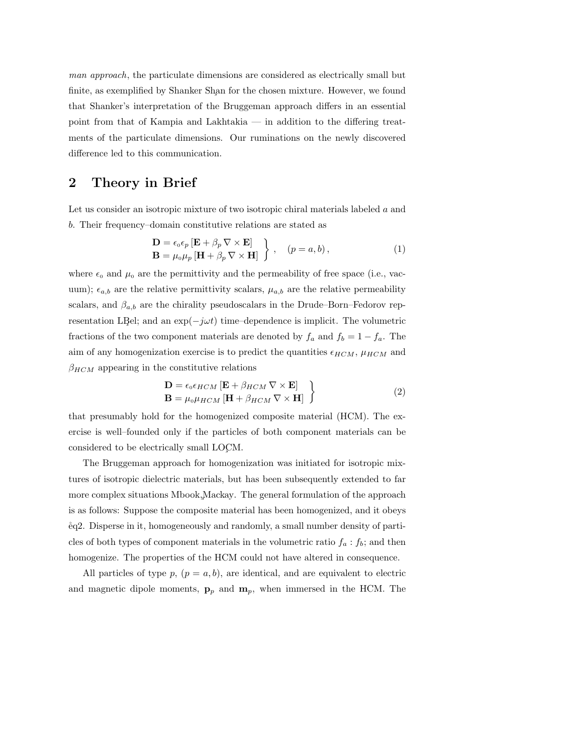*man approach*, the particulate dimensions are considered as electrically small but finite, as exemplified by Shanker Shạn for the chosen mixture. However, we found that Shanker's interpretation of the Bruggeman approach differs in an essential point from that of Kampia and Lakhtakia — in addition to the differing treatments of the particulate dimensions. Our ruminations on the newly discovered difference led to this communication.

## 2 Theory in Brief

Let us consider an isotropic mixture of two isotropic chiral materials labeled $a$ and $b$. Their frequency–domain constitutive relations are stated as

$$\left.\begin{array}{l}\mathbf{D} = \epsilon_0\epsilon_p\left[\mathbf{E} + \beta_p\,\nabla\times\mathbf{E}\right]\\ \mathbf{B} = \mu_0\mu_p\left[\mathbf{H} + \beta_p\,\nabla\times\mathbf{H}\right]\end{array}\right\}\,,\quad (p = a, b)\,, \tag{1}$$

where $\epsilon_0$ and $\mu_0$ are the permittivity and the permeability of free space (i.e., vacuum); $\epsilon_{a,b}$ are the relative permittivity scalars, $\mu_{a,b}$ are the relative permeability scalars, and $\beta_{a,b}$ are the chirality pseudoscalars in the Drude–Born–Fedorov representation LB̧el; and an $\exp(-j\omega t)$ time–dependence is implicit. The volumetric fractions of the two component materials are denoted by $f_a$ and $f_b = 1 - f_a$. The aim of any homogenization exercise is to predict the quantities $\epsilon_{HCM}$, $\mu_{HCM}$ and $\beta_{HCM}$ appearing in the constitutive relations

$$\left.\begin{array}{l}\mathbf{D} = \epsilon_0\epsilon_{HCM}\left[\mathbf{E} + \beta_{HCM}\,\nabla\times\mathbf{E}\right]\\ \mathbf{B} = \mu_0\mu_{HCM}\left[\mathbf{H} + \beta_{HCM}\,\nabla\times\mathbf{H}\right]\end{array}\right\} \tag{2}$$

that presumably hold for the homogenized composite material (HCM). The exercise is well–founded only if the particles of both component materials can be considered to be electrically small LOÇM.

The Bruggeman approach for homogenization was initiated for isotropic mixtures of isotropic dielectric materials, but has been subsequently extended to far more complex situations Mbook,̧Mackay. The general formulation of the approach is as follows: Suppose the composite material has been homogenized, and it obeys e̊q2. Disperse in it, homogeneously and randomly, a small number density of particles of both types of component materials in the volumetric ratio $f_a : f_b$; and then homogenize. The properties of the HCM could not have altered in consequence.

All particles of type $p$, $(p = a, b)$, are identical, and are equivalent to electric and magnetic dipole moments, $\mathbf{p}_p$ and $\mathbf{m}_p$, when immersed in the HCM. The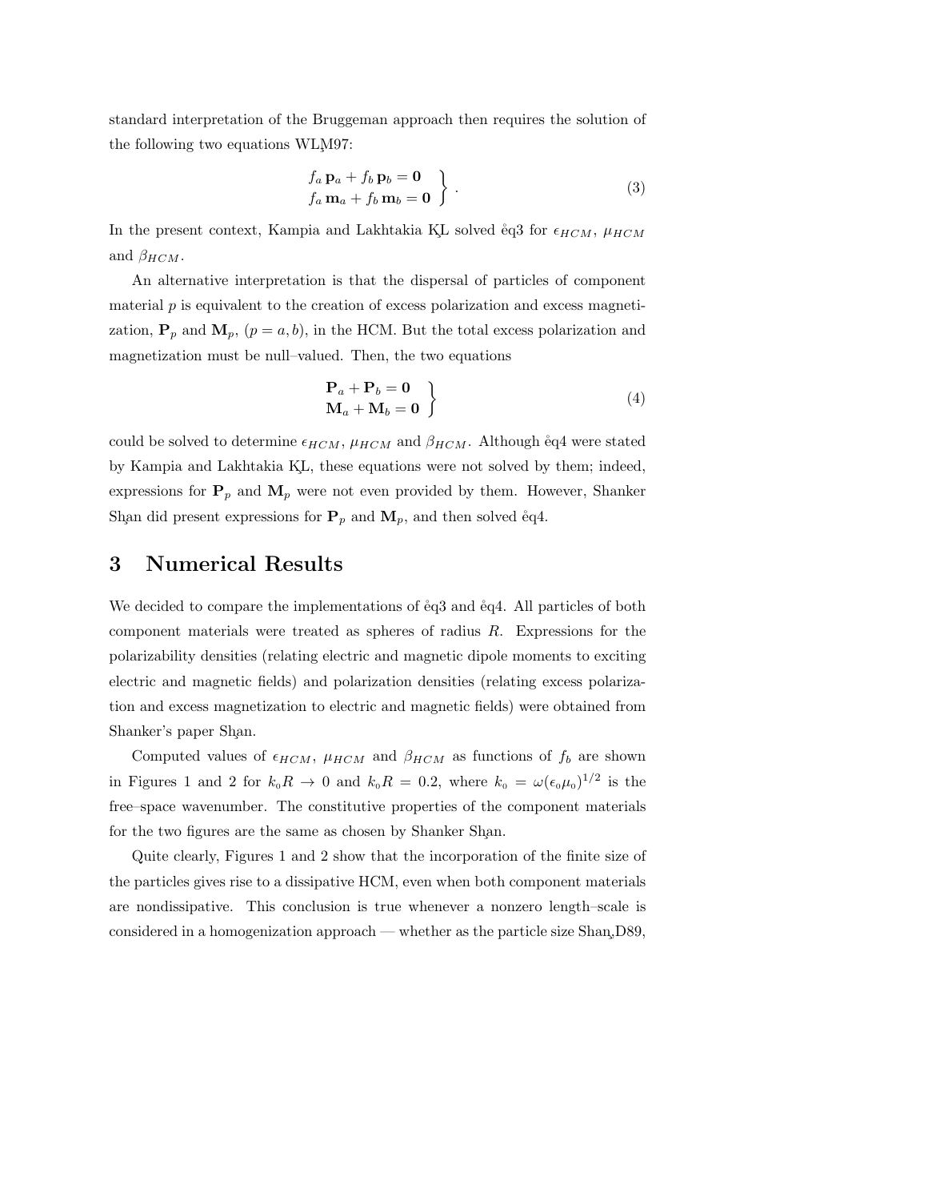standard interpretation of the Bruggeman approach then requires the solution of the following two equations WLM97:

$$
\left.\begin{array}{l}
f_a\,\mathbf{p}_a + f_b\,\mathbf{p}_b = \mathbf{0} \\
f_a\,\mathbf{m}_a + f_b\,\mathbf{m}_b = \mathbf{0}
\end{array}\right\} . \tag{3}
$$

In the present context, Kampia and Lakhtakia KL solved eq3 for $\epsilon_{HCM}$, $\mu_{HCM}$ and $\beta_{HCM}$.

An alternative interpretation is that the dispersal of particles of component material $p$ is equivalent to the creation of excess polarization and excess magnetization, $\mathbf{P}_p$ and $\mathbf{M}_p$, $(p = a, b)$, in the HCM. But the total excess polarization and magnetization must be null–valued. Then, the two equations

$$
\left.\begin{array}{l}
\mathbf{P}_a + \mathbf{P}_b = \mathbf{0} \\
\mathbf{M}_a + \mathbf{M}_b = \mathbf{0}
\end{array}\right\} \tag{4}
$$

could be solved to determine $\epsilon_{HCM}$, $\mu_{HCM}$ and $\beta_{HCM}$. Although eq4 were stated by Kampia and Lakhtakia KL, these equations were not solved by them; indeed, expressions for $\mathbf{P}_p$ and $\mathbf{M}_p$ were not even provided by them. However, Shanker Shan did present expressions for $\mathbf{P}_p$ and $\mathbf{M}_p$, and then solved eq4.

## 3 Numerical Results

We decided to compare the implementations of eq3 and eq4. All particles of both component materials were treated as spheres of radius $R$. Expressions for the polarizability densities (relating electric and magnetic dipole moments to exciting electric and magnetic fields) and polarization densities (relating excess polarization and excess magnetization to electric and magnetic fields) were obtained from Shanker's paper Shan.

Computed values of $\epsilon_{HCM}$, $\mu_{HCM}$ and $\beta_{HCM}$ as functions of $f_b$ are shown in Figures 1 and 2 for $k_0R \to 0$ and $k_0R = 0.2$, where $k_0 = \omega(\epsilon_0\mu_0)^{1/2}$ is the free–space wavenumber. The constitutive properties of the component materials for the two figures are the same as chosen by Shanker Shan.

Quite clearly, Figures 1 and 2 show that the incorporation of the finite size of the particles gives rise to a dissipative HCM, even when both component materials are nondissipative. This conclusion is true whenever a nonzero length–scale is considered in a homogenization approach — whether as the particle size Shan,D89,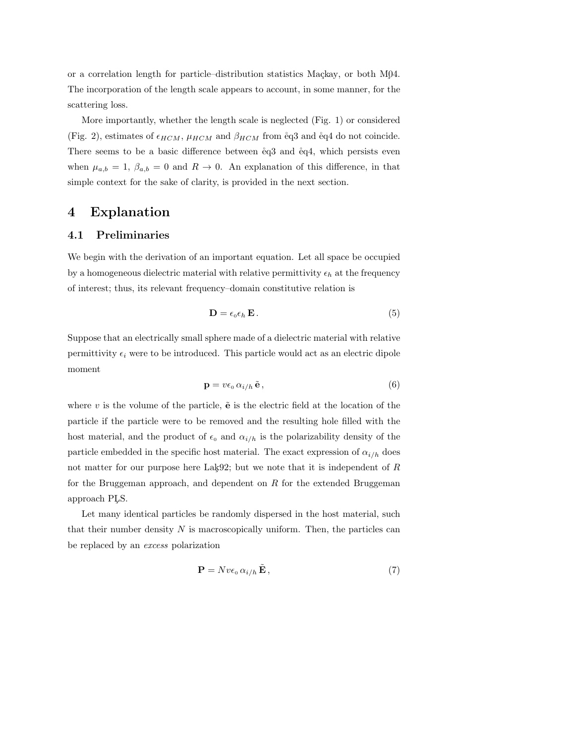or a correlation length for particle–distribution statistics Maçkay, or both M0̧4. The incorporation of the length scale appears to account, in some manner, for the scattering loss.

More importantly, whether the length scale is neglected (Fig. 1) or considered (Fig. 2), estimates of $\epsilon_{HCM}$, $\mu_{HCM}$ and $\beta_{HCM}$ from e̊q3 and e̊q4 do not coincide. There seems to be a basic difference between e̊q3 and e̊q4, which persists even when $\mu_{a,b} = 1$, $\beta_{a,b} = 0$ and $R \to 0$. An explanation of this difference, in that simple context for the sake of clarity, is provided in the next section.

# 4 Explanation

## 4.1 Preliminaries

We begin with the derivation of an important equation. Let all space be occupied by a homogeneous dielectric material with relative permittivity $\epsilon_h$ at the frequency of interest; thus, its relevant frequency–domain constitutive relation is

$$\mathbf{D} = \epsilon_0 \epsilon_h \, \mathbf{E} \, . \tag{5}$$

Suppose that an electrically small sphere made of a dielectric material with relative permittivity $\epsilon_i$ were to be introduced. This particle would act as an electric dipole moment

$$\mathbf{p} = v \epsilon_0 \, \alpha_{i/h} \, \tilde{\mathbf{e}} \, , \tag{6}$$

where $v$ is the volume of the particle, $\tilde{\mathbf{e}}$ is the electric field at the location of the particle if the particle were to be removed and the resulting hole filled with the host material, and the product of $\epsilon_0$ and $\alpha_{i/h}$ is the polarizability density of the particle embedded in the specific host material. The exact expression of $\alpha_{i/h}$ does not matter for our purpose here Lak̦92; but we note that it is independent of $R$ for the Bruggeman approach, and dependent on $R$ for the extended Bruggeman approach PL̦S.

Let many identical particles be randomly dispersed in the host material, such that their number density $N$ is macroscopically uniform. Then, the particles can be replaced by an *excess* polarization

$$\mathbf{P} = N v \epsilon_0 \, \alpha_{i/h} \, \tilde{\mathbf{E}} \, , \tag{7}$$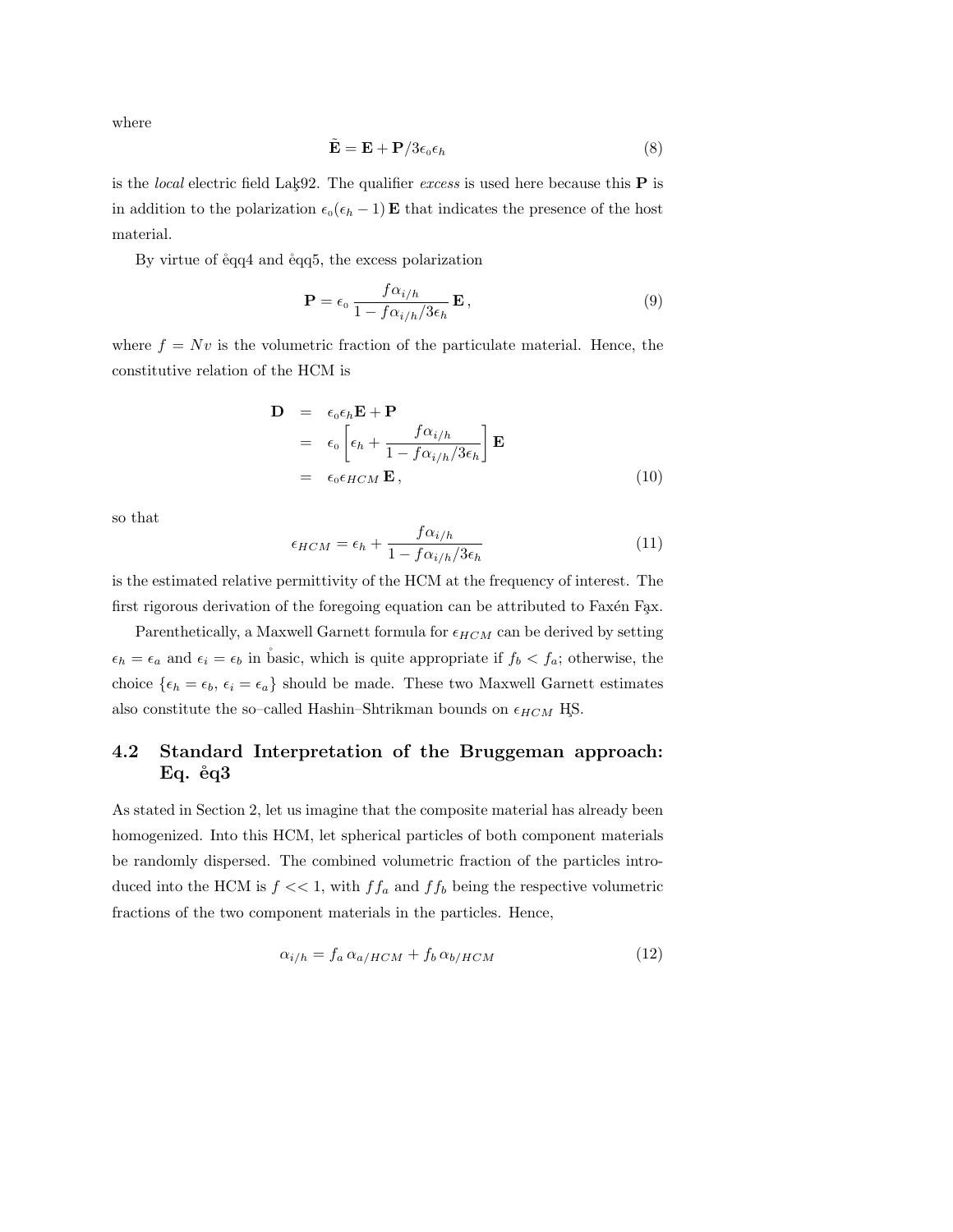where

$$\tilde{\mathbf{E}} = \mathbf{E} + \mathbf{P}/3\epsilon_0\epsilon_h \tag{8}$$

is the *local* electric field Lak92. The qualifier *excess* is used here because this $\mathbf{P}$ is in addition to the polarization $\epsilon_0(\epsilon_h - 1)\,\mathbf{E}$ that indicates the presence of the host material.

By virtue of eqq4 and eqq5, the excess polarization

$$\mathbf{P} = \epsilon_0 \, \frac{f\alpha_{i/h}}{1 - f\alpha_{i/h}/3\epsilon_h} \, \mathbf{E} \,, \tag{9}$$

where $f = Nv$ is the volumetric fraction of the particulate material. Hence, the constitutive relation of the HCM is

$$\begin{aligned}
\mathbf{D} &= \epsilon_0\epsilon_h \mathbf{E} + \mathbf{P} \\
&= \epsilon_0 \left[ \epsilon_h + \frac{f\alpha_{i/h}}{1 - f\alpha_{i/h}/3\epsilon_h} \right] \mathbf{E} \\
&= \epsilon_0 \epsilon_{HCM} \, \mathbf{E} \,,
\end{aligned} \tag{10}$$

so that

$$\epsilon_{HCM} = \epsilon_h + \frac{f\alpha_{i/h}}{1 - f\alpha_{i/h}/3\epsilon_h} \tag{11}$$

is the estimated relative permittivity of the HCM at the frequency of interest. The first rigorous derivation of the foregoing equation can be attributed to Faxén Fax.

Parenthetically, a Maxwell Garnett formula for $\epsilon_{HCM}$ can be derived by setting $\epsilon_h = \epsilon_a$ and $\epsilon_i = \epsilon_b$ in basic, which is quite appropriate if $f_b < f_a$; otherwise, the choice $\{\epsilon_h = \epsilon_b,\, \epsilon_i = \epsilon_a\}$ should be made. These two Maxwell Garnett estimates also constitute the so–called Hashin–Shtrikman bounds on $\epsilon_{HCM}$ HS.

### 4.2 Standard Interpretation of the Bruggeman approach: Eq. eq3

As stated in Section 2, let us imagine that the composite material has already been homogenized. Into this HCM, let spherical particles of both component materials be randomly dispersed. The combined volumetric fraction of the particles introduced into the HCM is $f << 1$, with $f f_a$ and $f f_b$ being the respective volumetric fractions of the two component materials in the particles. Hence,

$$\alpha_{i/h} = f_a \, \alpha_{a/HCM} + f_b \, \alpha_{b/HCM} \tag{12}$$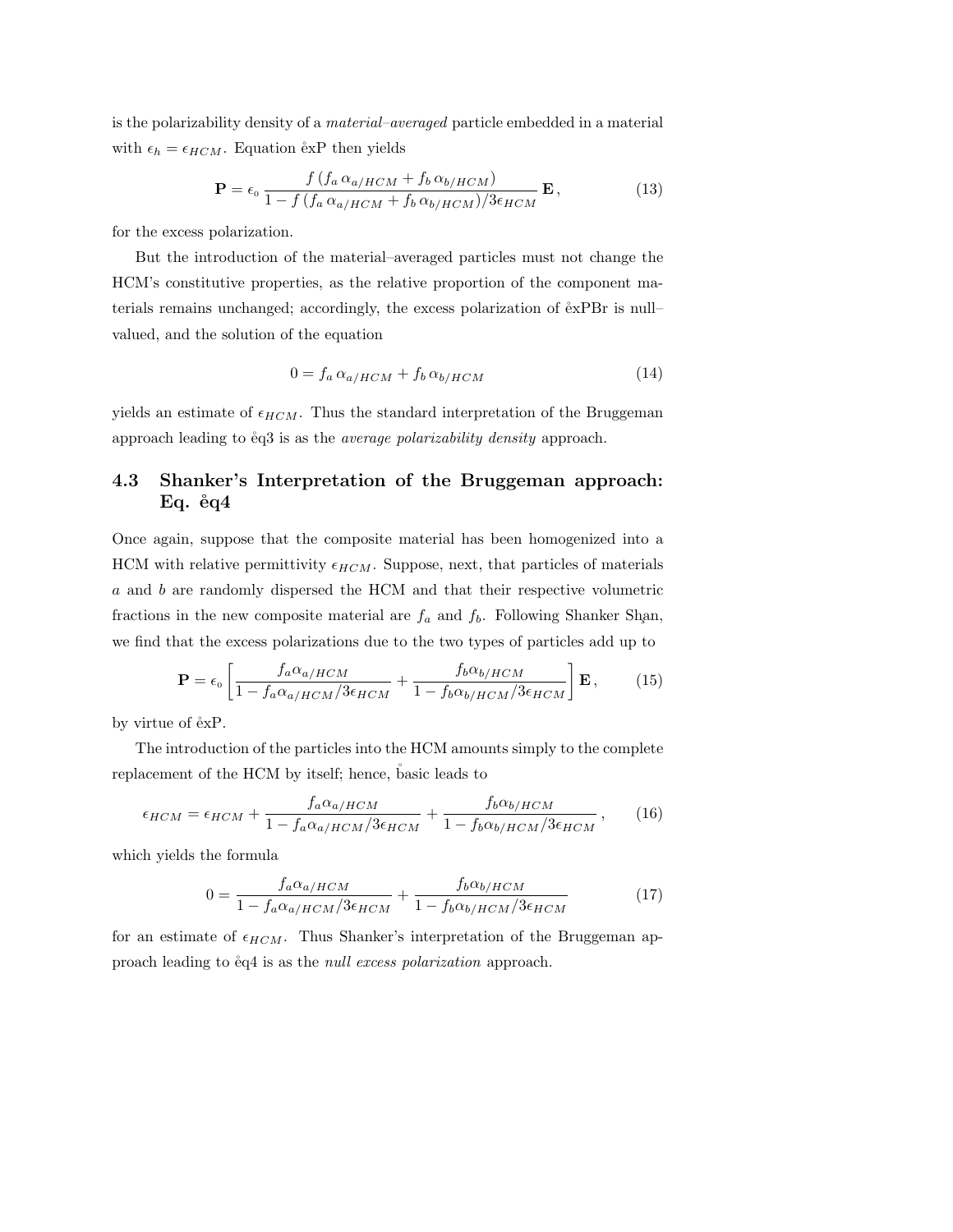is the polarizability density of a *material–averaged* particle embedded in a material with $\epsilon_h = \epsilon_{HCM}$. Equation e̊xP then yields

$$\mathbf{P} = \epsilon_0 \, \frac{f \, (f_a \, \alpha_{a/HCM} + f_b \, \alpha_{b/HCM})}{1 - f \, (f_a \, \alpha_{a/HCM} + f_b \, \alpha_{b/HCM})/3\epsilon_{HCM}} \, \mathbf{E} \,, \tag{13}$$

for the excess polarization.

But the introduction of the material–averaged particles must not change the HCM's constitutive properties, as the relative proportion of the component materials remains unchanged; accordingly, the excess polarization of e̊xPBr is null–valued, and the solution of the equation

$$0 = f_a \, \alpha_{a/HCM} + f_b \, \alpha_{b/HCM} \tag{14}$$

yields an estimate of $\epsilon_{HCM}$. Thus the standard interpretation of the Bruggeman approach leading to e̊q3 is as the *average polarizability density* approach.

## 4.3 Shanker's Interpretation of the Bruggeman approach: Eq. e̊q4

Once again, suppose that the composite material has been homogenized into a HCM with relative permittivity $\epsilon_{HCM}$. Suppose, next, that particles of materials $a$ and $b$ are randomly dispersed the HCM and that their respective volumetric fractions in the new composite material are $f_a$ and $f_b$. Following Shanker Sh̦an, we find that the excess polarizations due to the two types of particles add up to

$$\mathbf{P} = \epsilon_0 \left[ \frac{f_a \alpha_{a/HCM}}{1 - f_a \alpha_{a/HCM}/3\epsilon_{HCM}} + \frac{f_b \alpha_{b/HCM}}{1 - f_b \alpha_{b/HCM}/3\epsilon_{HCM}} \right] \mathbf{E} \,, \tag{15}$$

by virtue of e̊xP.

The introduction of the particles into the HCM amounts simply to the complete replacement of the HCM by itself; hence, b̊asic leads to

$$\epsilon_{HCM} = \epsilon_{HCM} + \frac{f_a \alpha_{a/HCM}}{1 - f_a \alpha_{a/HCM}/3\epsilon_{HCM}} + \frac{f_b \alpha_{b/HCM}}{1 - f_b \alpha_{b/HCM}/3\epsilon_{HCM}} \,, \tag{16}$$

which yields the formula

$$0 = \frac{f_a \alpha_{a/HCM}}{1 - f_a \alpha_{a/HCM}/3\epsilon_{HCM}} + \frac{f_b \alpha_{b/HCM}}{1 - f_b \alpha_{b/HCM}/3\epsilon_{HCM}} \tag{17}$$

for an estimate of $\epsilon_{HCM}$. Thus Shanker's interpretation of the Bruggeman approach leading to e̊q4 is as the *null excess polarization* approach.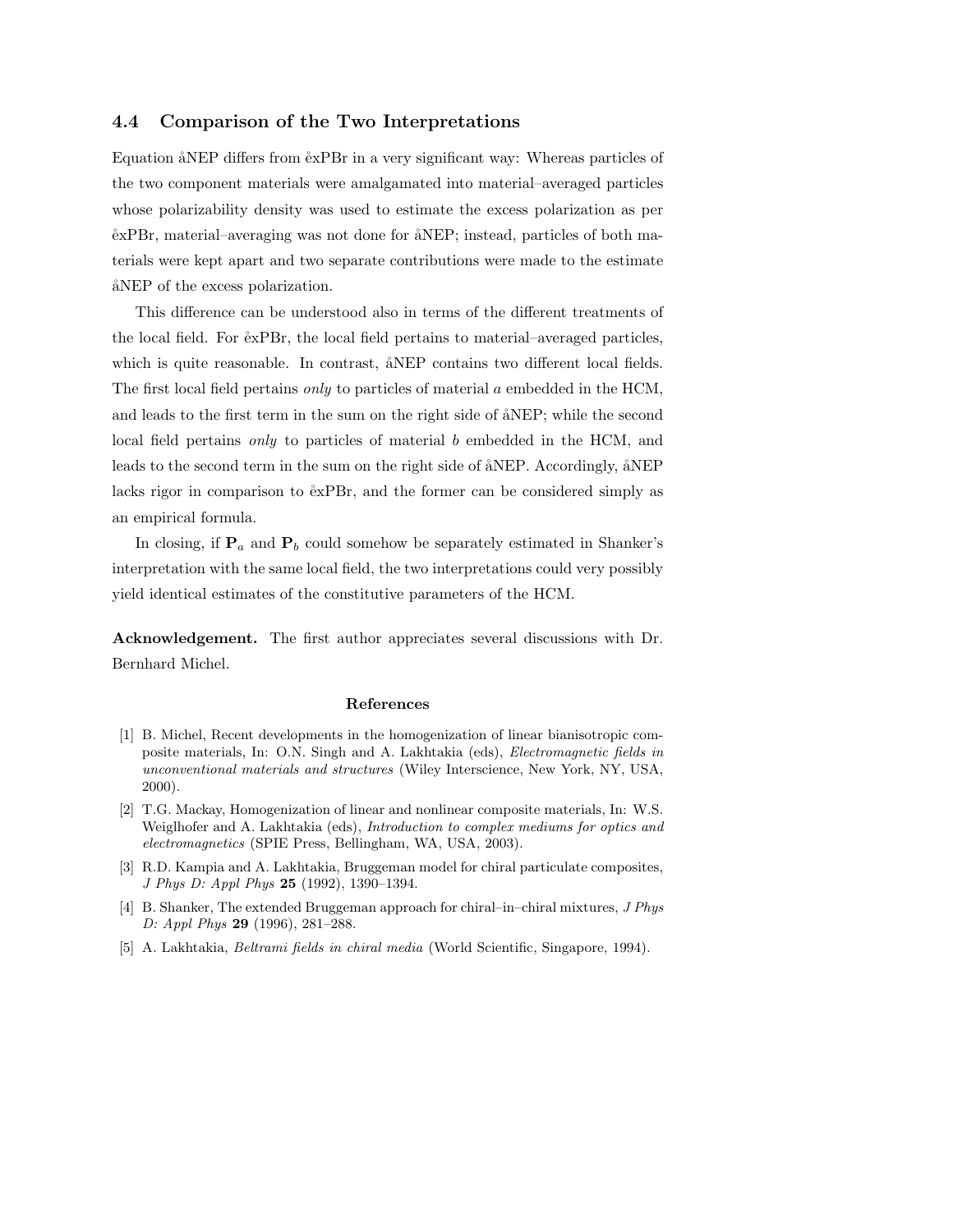### 4.4 Comparison of the Two Interpretations

Equation åNEP differs from e̊xPBr in a very significant way: Whereas particles of the two component materials were amalgamated into material–averaged particles whose polarizability density was used to estimate the excess polarization as per e̊xPBr, material–averaging was not done for åNEP; instead, particles of both materials were kept apart and two separate contributions were made to the estimate åNEP of the excess polarization.

This difference can be understood also in terms of the different treatments of the local field. For e̊xPBr, the local field pertains to material–averaged particles, which is quite reasonable. In contrast, åNEP contains two different local fields. The first local field pertains *only* to particles of material $a$ embedded in the HCM, and leads to the first term in the sum on the right side of åNEP; while the second local field pertains *only* to particles of material $b$ embedded in the HCM, and leads to the second term in the sum on the right side of åNEP. Accordingly, åNEP lacks rigor in comparison to e̊xPBr, and the former can be considered simply as an empirical formula.

In closing, if $\mathbf{P}_a$ and $\mathbf{P}_b$ could somehow be separately estimated in Shanker's interpretation with the same local field, the two interpretations could very possibly yield identical estimates of the constitutive parameters of the HCM.

**Acknowledgement.** The first author appreciates several discussions with Dr. Bernhard Michel.

## References

[1] B. Michel, Recent developments in the homogenization of linear bianisotropic composite materials, In: O.N. Singh and A. Lakhtakia (eds), *Electromagnetic fields in unconventional materials and structures* (Wiley Interscience, New York, NY, USA, 2000).

[2] T.G. Mackay, Homogenization of linear and nonlinear composite materials, In: W.S. Weiglhofer and A. Lakhtakia (eds), *Introduction to complex mediums for optics and electromagnetics* (SPIE Press, Bellingham, WA, USA, 2003).

[3] R.D. Kampia and A. Lakhtakia, Bruggeman model for chiral particulate composites, *J Phys D: Appl Phys* **25** (1992), 1390–1394.

[4] B. Shanker, The extended Bruggeman approach for chiral–in–chiral mixtures, *J Phys D: Appl Phys* **29** (1996), 281–288.

[5] A. Lakhtakia, *Beltrami fields in chiral media* (World Scientific, Singapore, 1994).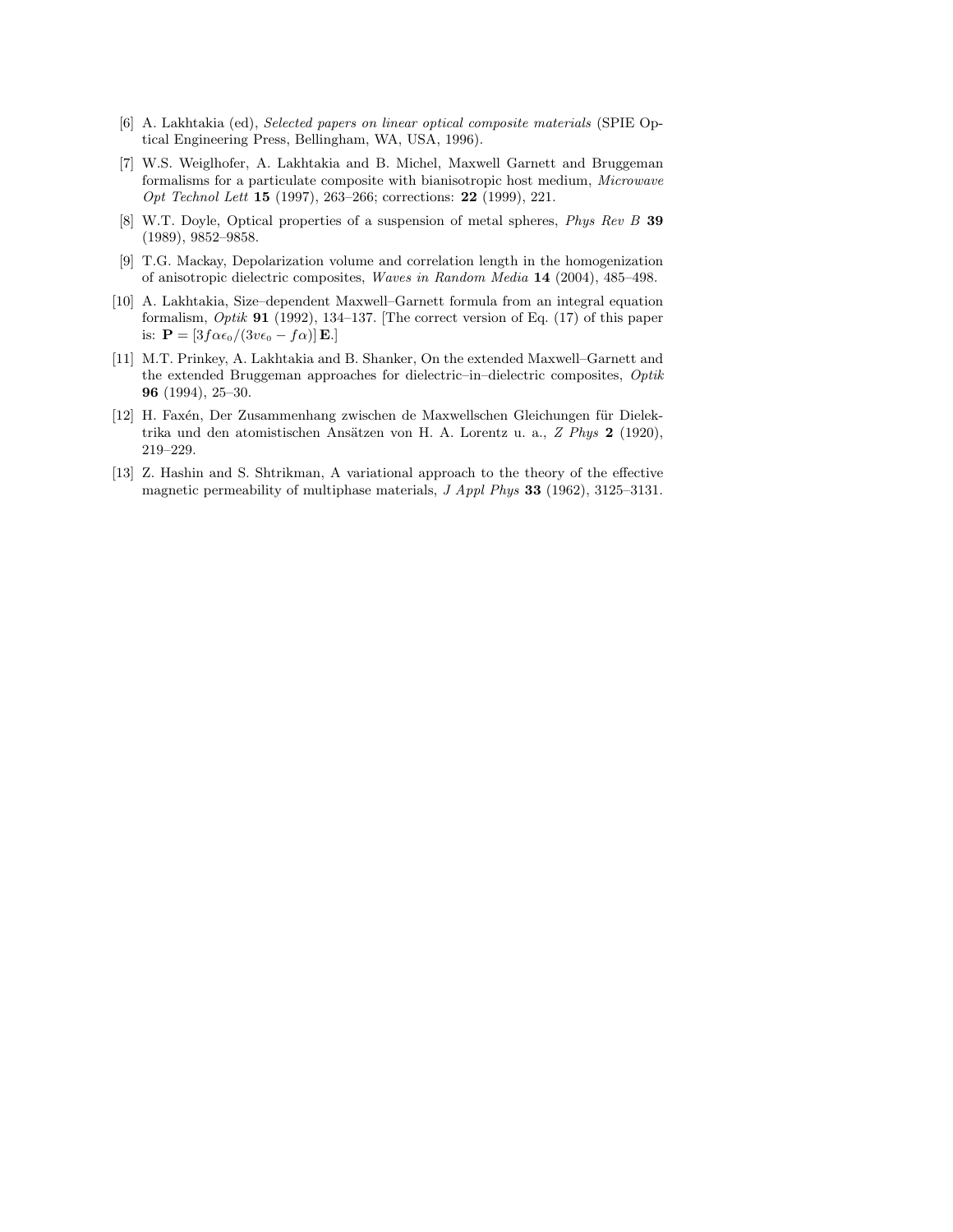[6] A. Lakhtakia (ed), *Selected papers on linear optical composite materials* (SPIE Optical Engineering Press, Bellingham, WA, USA, 1996).

[7] W.S. Weiglhofer, A. Lakhtakia and B. Michel, Maxwell Garnett and Bruggeman formalisms for a particulate composite with bianisotropic host medium, *Microwave Opt Technol Lett* **15** (1997), 263–266; corrections: **22** (1999), 221.

[8] W.T. Doyle, Optical properties of a suspension of metal spheres, *Phys Rev B* **39** (1989), 9852–9858.

[9] T.G. Mackay, Depolarization volume and correlation length in the homogenization of anisotropic dielectric composites, *Waves in Random Media* **14** (2004), 485–498.

[10] A. Lakhtakia, Size–dependent Maxwell–Garnett formula from an integral equation formalism, *Optik* **91** (1992), 134–137. [The correct version of Eq. (17) of this paper is: $\mathbf{P} = [3f\alpha\epsilon_0/(3v\epsilon_0 - f\alpha)]\,\mathbf{E}$.]

[11] M.T. Prinkey, A. Lakhtakia and B. Shanker, On the extended Maxwell–Garnett and the extended Bruggeman approaches for dielectric–in–dielectric composites, *Optik* **96** (1994), 25–30.

[12] H. Faxén, Der Zusammenhang zwischen de Maxwellschen Gleichungen für Dielektrika und den atomistischen Ansätzen von H. A. Lorentz u. a., *Z Phys* **2** (1920), 219–229.

[13] Z. Hashin and S. Shtrikman, A variational approach to the theory of the effective magnetic permeability of multiphase materials, *J Appl Phys* **33** (1962), 3125–3131.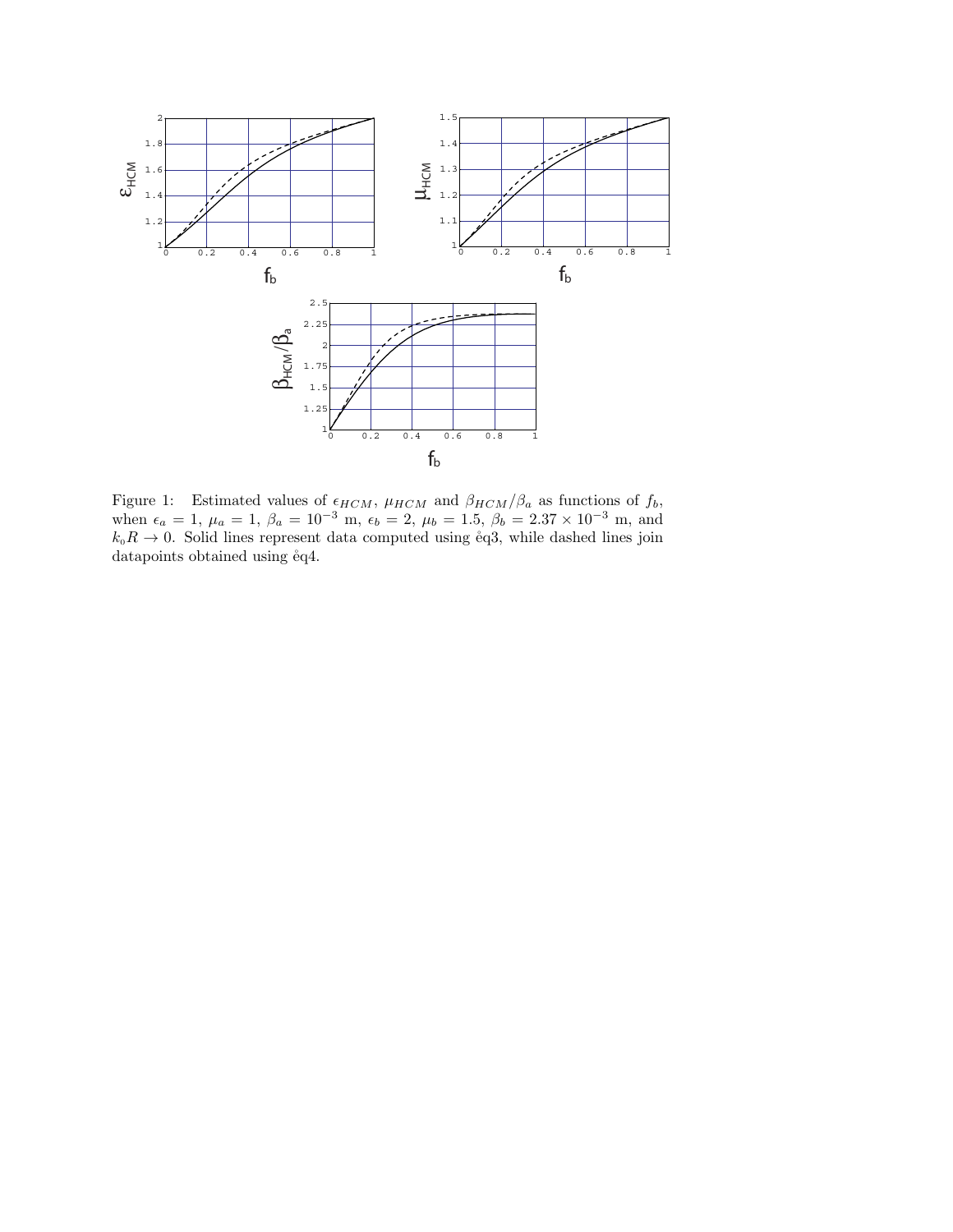Figure 1: Estimated values of $\epsilon_{HCM}$, $\mu_{HCM}$ and $\beta_{HCM}/\beta_a$ as functions of $f_b$, when $\epsilon_a = 1$, $\mu_a = 1$, $\beta_a = 10^{-3}$ m, $\epsilon_b = 2$, $\mu_b = 1.5$, $\beta_b = 2.37 \times 10^{-3}$ m, and $k_0 R \to 0$. Solid lines represent data computed using ėq3, while dashed lines join datapoints obtained using ėq4.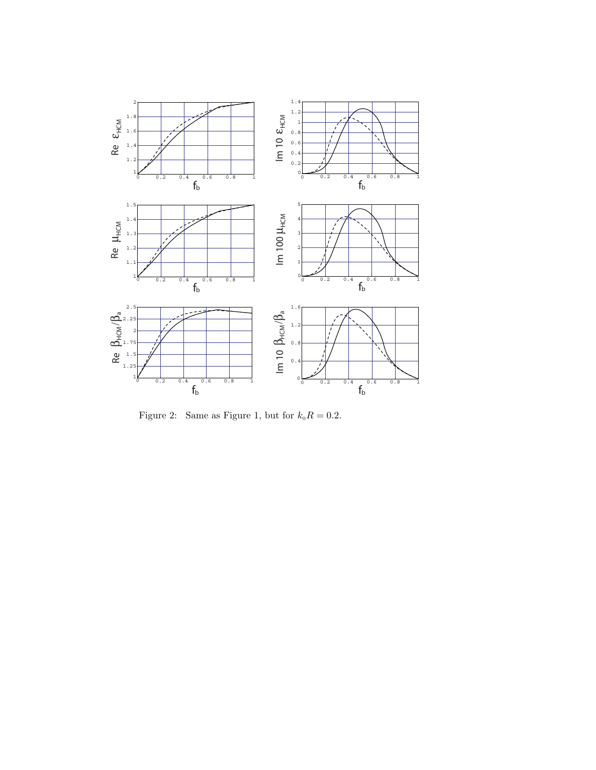Re $\varepsilon_{HCM}$

2
1.8
1.6
1.4
1.2
1
0 0.2 0.4 0.6 0.8 1
$f_b$

Im 10 $\varepsilon_{HCM}$

1.4
1.2
1
0.8
0.6
0.4
0.2
0
0 0.2 0.4 0.6 0.8 1
$f_b$

Re $\mu_{HCM}$

1.5
1.4
1.3
1.2
1.1
1
0 0.2 0.4 0.6 0.8 1
$f_b$

Im 100 $\mu_{HCM}$

5
4
3
2
1
0
0 0.2 0.4 0.6 0.8 1
$f_b$

Re $\beta_{HCM}/\beta_a$

2.5
2.25
2
1.75
1.5
1.25
1
0 0.2 0.4 0.6 0.8 1
$f_b$

Im 10 $\beta_{HCM}/\beta_a$

1.6
1.2
0.8
0.4
0
0 0.2 0.4 0.6 0.8 1
$f_b$

Figure 2: Same as Figure 1, but for $k_0R = 0.2$.